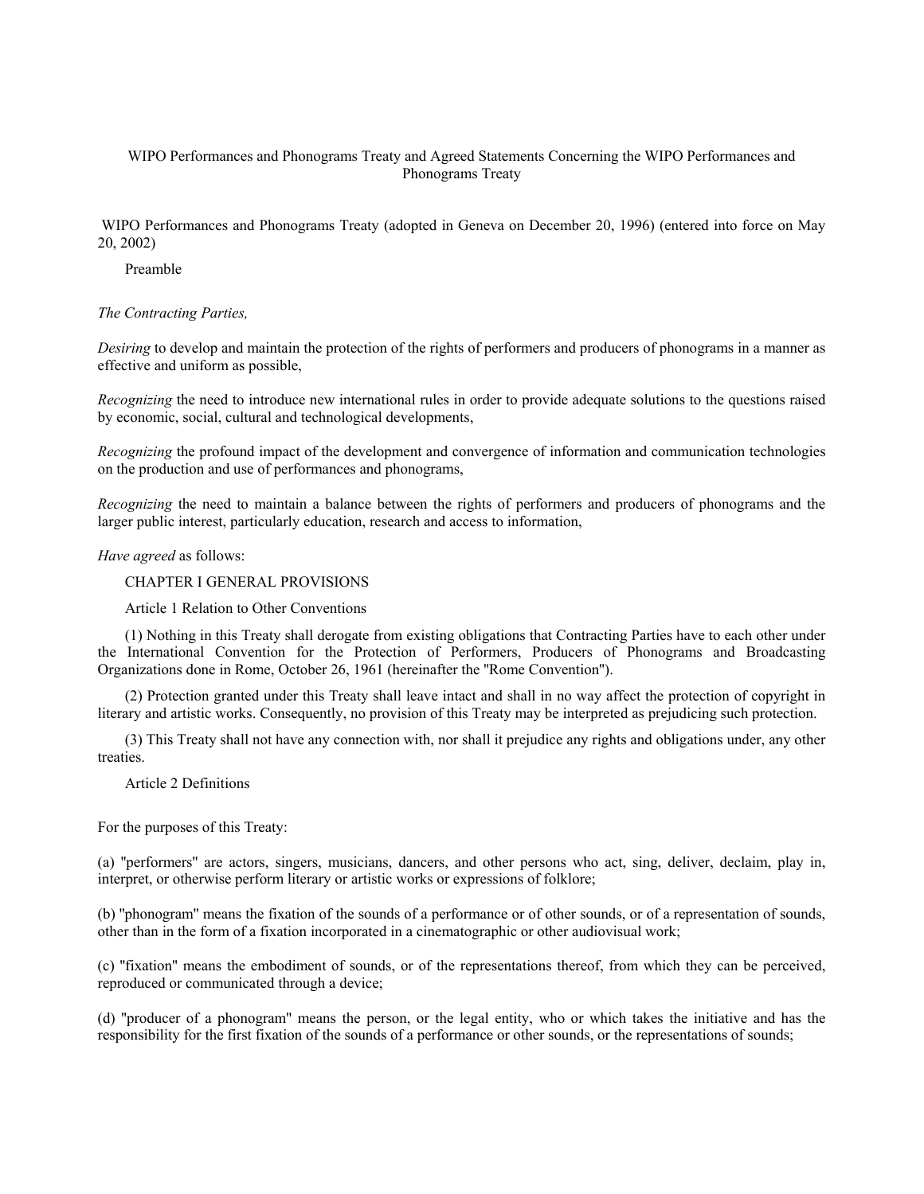# WIPO Performances and Phonograms Treaty and Agreed Statements Concerning the WIPO Performances and Phonograms Treaty

WIPO Performances and Phonograms Treaty (adopted in Geneva on December 20, 1996) (entered into force on May 20, 2002)

## Preamble

*The Contracting Parties,*

*Desiring* to develop and maintain the protection of the rights of performers and producers of phonograms in a manner as effective and uniform as possible,

*Recognizing* the need to introduce new international rules in order to provide adequate solutions to the questions raised by economic, social, cultural and technological developments,

*Recognizing* the profound impact of the development and convergence of information and communication technologies on the production and use of performances and phonograms,

*Recognizing* the need to maintain a balance between the rights of performers and producers of phonograms and the larger public interest, particularly education, research and access to information,

*Have agreed* as follows:

## CHAPTER I GENERAL PROVISIONS

### Article 1 Relation to Other Conventions

(1) Nothing in this Treaty shall derogate from existing obligations that Contracting Parties have to each other under the International Convention for the Protection of Performers, Producers of Phonograms and Broadcasting Organizations done in Rome, October 26, 1961 (hereinafter the "Rome Convention").

(2) Protection granted under this Treaty shall leave intact and shall in no way affect the protection of copyright in literary and artistic works. Consequently, no provision of this Treaty may be interpreted as prejudicing such protection.

(3) This Treaty shall not have any connection with, nor shall it prejudice any rights and obligations under, any other treaties.

### Article 2 Definitions

For the purposes of this Treaty:

(a) "performers" are actors, singers, musicians, dancers, and other persons who act, sing, deliver, declaim, play in, interpret, or otherwise perform literary or artistic works or expressions of folklore;

(b) "phonogram" means the fixation of the sounds of a performance or of other sounds, or of a representation of sounds, other than in the form of a fixation incorporated in a cinematographic or other audiovisual work;

(c) "fixation" means the embodiment of sounds, or of the representations thereof, from which they can be perceived, reproduced or communicated through a device;

(d) "producer of a phonogram" means the person, or the legal entity, who or which takes the initiative and has the responsibility for the first fixation of the sounds of a performance or other sounds, or the representations of sounds;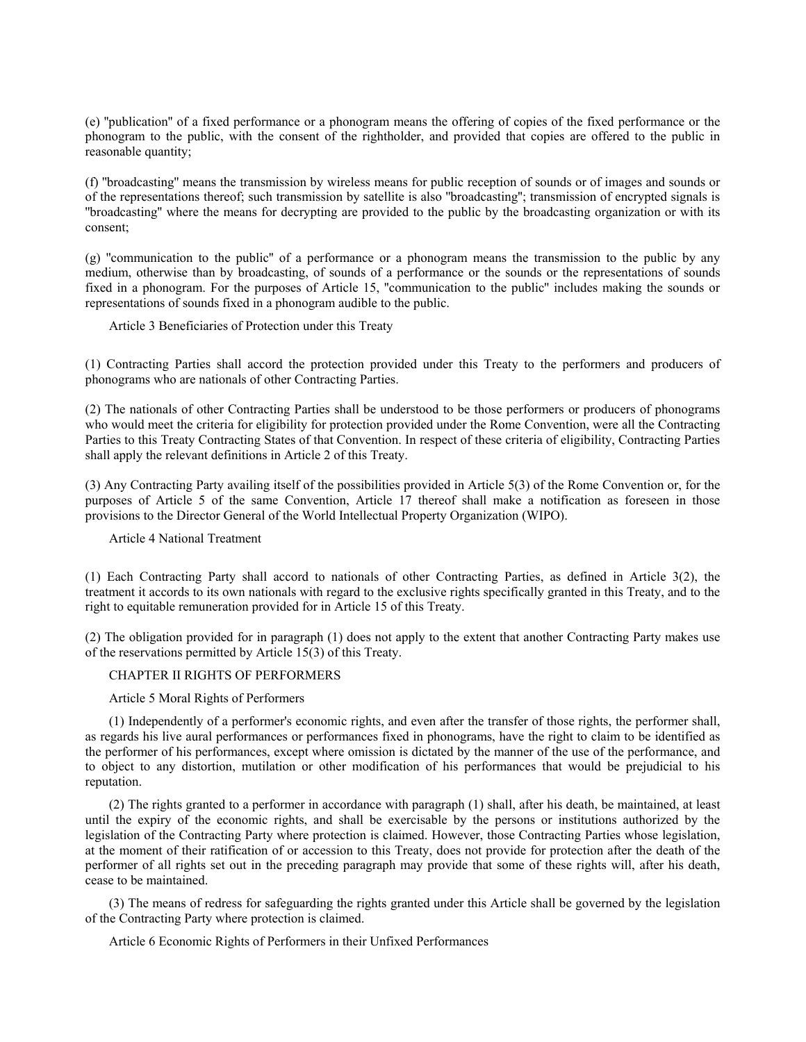(e) "publication" of a fixed performance or a phonogram means the offering of copies of the fixed performance or the phonogram to the public, with the consent of the rightholder, and provided that copies are offered to the public in reasonable quantity;

(f) "broadcasting" means the transmission by wireless means for public reception of sounds or of images and sounds or of the representations thereof; such transmission by satellite is also "broadcasting"; transmission of encrypted signals is "broadcasting" where the means for decrypting are provided to the public by the broadcasting organization or with its consent;

(g) "communication to the public" of a performance or a phonogram means the transmission to the public by any medium, otherwise than by broadcasting, of sounds of a performance or the sounds or the representations of sounds fixed in a phonogram. For the purposes of Article 15, "communication to the public" includes making the sounds or representations of sounds fixed in a phonogram audible to the public.

### Article 3 Beneficiaries of Protection under this Treaty

(1) Contracting Parties shall accord the protection provided under this Treaty to the performers and producers of phonograms who are nationals of other Contracting Parties.

(2) The nationals of other Contracting Parties shall be understood to be those performers or producers of phonograms who would meet the criteria for eligibility for protection provided under the Rome Convention, were all the Contracting Parties to this Treaty Contracting States of that Convention. In respect of these criteria of eligibility, Contracting Parties shall apply the relevant definitions in Article 2 of this Treaty.

(3) Any Contracting Party availing itself of the possibilities provided in Article 5(3) of the Rome Convention or, for the purposes of Article 5 of the same Convention, Article 17 thereof shall make a notification as foreseen in those provisions to the Director General of the World Intellectual Property Organization (WIPO).

### Article 4 National Treatment

(1) Each Contracting Party shall accord to nationals of other Contracting Parties, as defined in Article 3(2), the treatment it accords to its own nationals with regard to the exclusive rights specifically granted in this Treaty, and to the right to equitable remuneration provided for in Article 15 of this Treaty.

(2) The obligation provided for in paragraph (1) does not apply to the extent that another Contracting Party makes use of the reservations permitted by Article 15(3) of this Treaty.

## CHAPTER II RIGHTS OF PERFORMERS

### Article 5 Moral Rights of Performers

(1) Independently of a performer's economic rights, and even after the transfer of those rights, the performer shall, as regards his live aural performances or performances fixed in phonograms, have the right to claim to be identified as the performer of his performances, except where omission is dictated by the manner of the use of the performance, and to object to any distortion, mutilation or other modification of his performances that would be prejudicial to his reputation.

(2) The rights granted to a performer in accordance with paragraph (1) shall, after his death, be maintained, at least until the expiry of the economic rights, and shall be exercisable by the persons or institutions authorized by the legislation of the Contracting Party where protection is claimed. However, those Contracting Parties whose legislation, at the moment of their ratification of or accession to this Treaty, does not provide for protection after the death of the performer of all rights set out in the preceding paragraph may provide that some of these rights will, after his death, cease to be maintained.

(3) The means of redress for safeguarding the rights granted under this Article shall be governed by the legislation of the Contracting Party where protection is claimed.

### Article 6 Economic Rights of Performers in their Unfixed Performances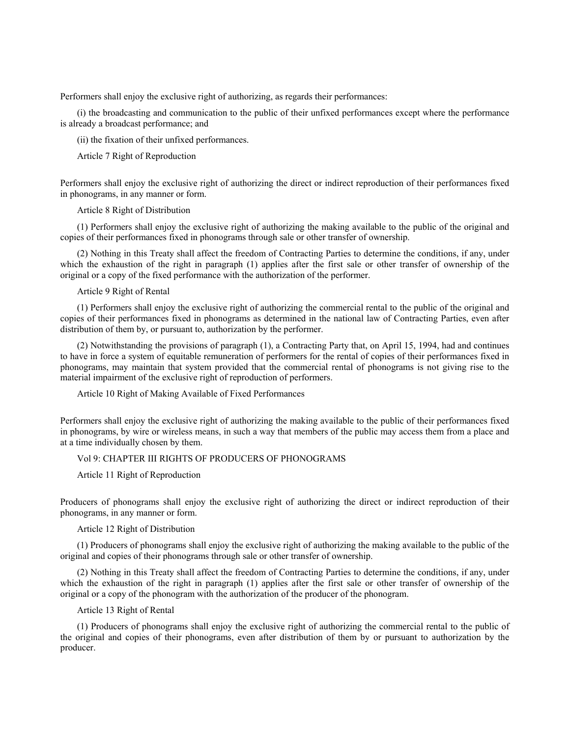Performers shall enjoy the exclusive right of authorizing, as regards their performances:

(i) the broadcasting and communication to the public of their unfixed performances except where the performance is already a broadcast performance; and

(ii) the fixation of their unfixed performances.

### Article 7 Right of Reproduction

Performers shall enjoy the exclusive right of authorizing the direct or indirect reproduction of their performances fixed in phonograms, in any manner or form.

### Article 8 Right of Distribution

(1) Performers shall enjoy the exclusive right of authorizing the making available to the public of the original and copies of their performances fixed in phonograms through sale or other transfer of ownership.

(2) Nothing in this Treaty shall affect the freedom of Contracting Parties to determine the conditions, if any, under which the exhaustion of the right in paragraph (1) applies after the first sale or other transfer of ownership of the original or a copy of the fixed performance with the authorization of the performer.

### Article 9 Right of Rental

(1) Performers shall enjoy the exclusive right of authorizing the commercial rental to the public of the original and copies of their performances fixed in phonograms as determined in the national law of Contracting Parties, even after distribution of them by, or pursuant to, authorization by the performer.

(2) Notwithstanding the provisions of paragraph (1), a Contracting Party that, on April 15, 1994, had and continues to have in force a system of equitable remuneration of performers for the rental of copies of their performances fixed in phonograms, may maintain that system provided that the commercial rental of phonograms is not giving rise to the material impairment of the exclusive right of reproduction of performers.

### Article 10 Right of Making Available of Fixed Performances

Performers shall enjoy the exclusive right of authorizing the making available to the public of their performances fixed in phonograms, by wire or wireless means, in such a way that members of the public may access them from a place and at a time individually chosen by them.

## Vol 9: CHAPTER III RIGHTS OF PRODUCERS OF PHONOGRAMS

### Article 11 Right of Reproduction

Producers of phonograms shall enjoy the exclusive right of authorizing the direct or indirect reproduction of their phonograms, in any manner or form.

### Article 12 Right of Distribution

(1) Producers of phonograms shall enjoy the exclusive right of authorizing the making available to the public of the original and copies of their phonograms through sale or other transfer of ownership.

(2) Nothing in this Treaty shall affect the freedom of Contracting Parties to determine the conditions, if any, under which the exhaustion of the right in paragraph (1) applies after the first sale or other transfer of ownership of the original or a copy of the phonogram with the authorization of the producer of the phonogram.

### Article 13 Right of Rental

(1) Producers of phonograms shall enjoy the exclusive right of authorizing the commercial rental to the public of the original and copies of their phonograms, even after distribution of them by or pursuant to authorization by the producer.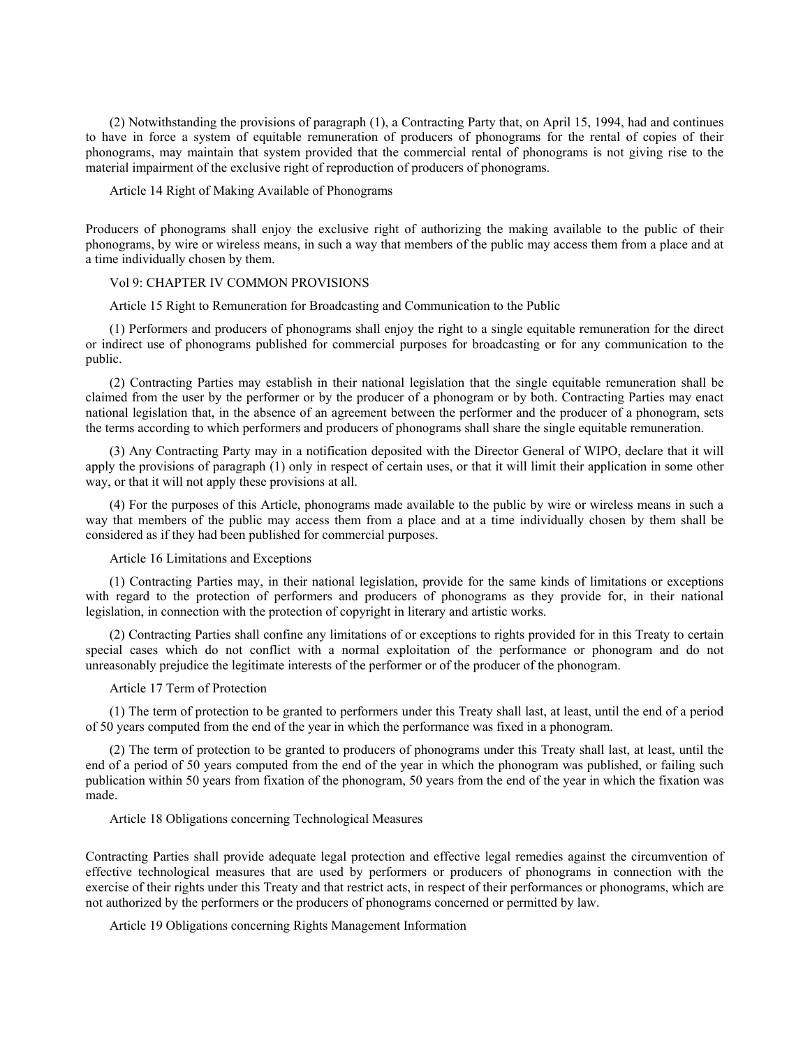(2) Notwithstanding the provisions of paragraph (1), a Contracting Party that, on April 15, 1994, had and continues to have in force a system of equitable remuneration of producers of phonograms for the rental of copies of their phonograms, may maintain that system provided that the commercial rental of phonograms is not giving rise to the material impairment of the exclusive right of reproduction of producers of phonograms.

Article 14 Right of Making Available of Phonograms

Producers of phonograms shall enjoy the exclusive right of authorizing the making available to the public of their phonograms, by wire or wireless means, in such a way that members of the public may access them from a place and at a time individually chosen by them.

Vol 9: CHAPTER IV COMMON PROVISIONS

Article 15 Right to Remuneration for Broadcasting and Communication to the Public

(1) Performers and producers of phonograms shall enjoy the right to a single equitable remuneration for the direct or indirect use of phonograms published for commercial purposes for broadcasting or for any communication to the public.

(2) Contracting Parties may establish in their national legislation that the single equitable remuneration shall be claimed from the user by the performer or by the producer of a phonogram or by both. Contracting Parties may enact national legislation that, in the absence of an agreement between the performer and the producer of a phonogram, sets the terms according to which performers and producers of phonograms shall share the single equitable remuneration.

(3) Any Contracting Party may in a notification deposited with the Director General of WIPO, declare that it will apply the provisions of paragraph (1) only in respect of certain uses, or that it will limit their application in some other way, or that it will not apply these provisions at all.

(4) For the purposes of this Article, phonograms made available to the public by wire or wireless means in such a way that members of the public may access them from a place and at a time individually chosen by them shall be considered as if they had been published for commercial purposes.

Article 16 Limitations and Exceptions

(1) Contracting Parties may, in their national legislation, provide for the same kinds of limitations or exceptions with regard to the protection of performers and producers of phonograms as they provide for, in their national legislation, in connection with the protection of copyright in literary and artistic works.

(2) Contracting Parties shall confine any limitations of or exceptions to rights provided for in this Treaty to certain special cases which do not conflict with a normal exploitation of the performance or phonogram and do not unreasonably prejudice the legitimate interests of the performer or of the producer of the phonogram.

Article 17 Term of Protection

(1) The term of protection to be granted to performers under this Treaty shall last, at least, until the end of a period of 50 years computed from the end of the year in which the performance was fixed in a phonogram.

(2) The term of protection to be granted to producers of phonograms under this Treaty shall last, at least, until the end of a period of 50 years computed from the end of the year in which the phonogram was published, or failing such publication within 50 years from fixation of the phonogram, 50 years from the end of the year in which the fixation was made.

Article 18 Obligations concerning Technological Measures

Contracting Parties shall provide adequate legal protection and effective legal remedies against the circumvention of effective technological measures that are used by performers or producers of phonograms in connection with the exercise of their rights under this Treaty and that restrict acts, in respect of their performances or phonograms, which are not authorized by the performers or the producers of phonograms concerned or permitted by law.

Article 19 Obligations concerning Rights Management Information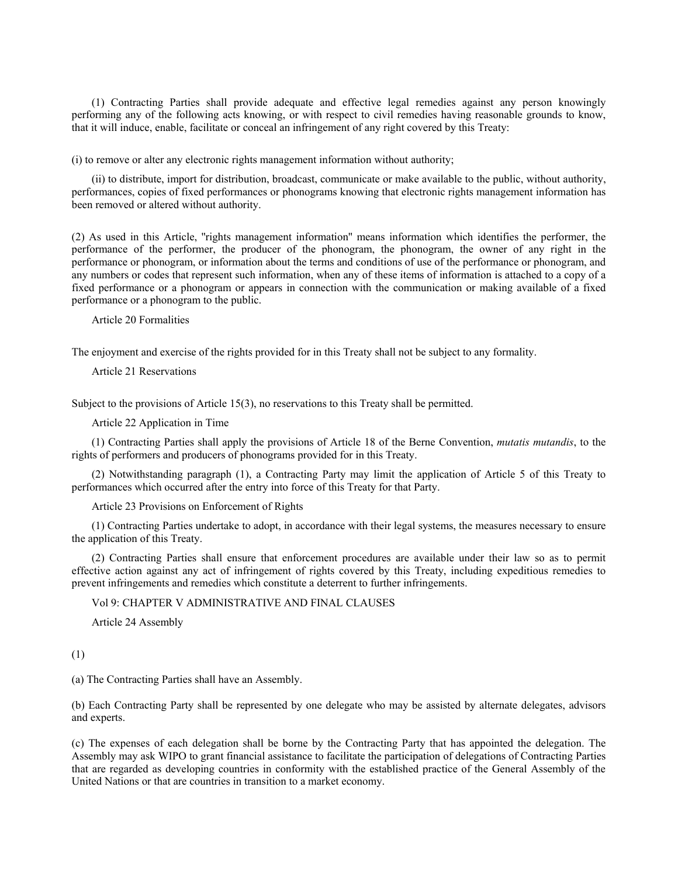(1) Contracting Parties shall provide adequate and effective legal remedies against any person knowingly performing any of the following acts knowing, or with respect to civil remedies having reasonable grounds to know, that it will induce, enable, facilitate or conceal an infringement of any right covered by this Treaty:

(i) to remove or alter any electronic rights management information without authority;

(ii) to distribute, import for distribution, broadcast, communicate or make available to the public, without authority, performances, copies of fixed performances or phonograms knowing that electronic rights management information has been removed or altered without authority.

(2) As used in this Article, "rights management information" means information which identifies the performer, the performance of the performer, the producer of the phonogram, the phonogram, the owner of any right in the performance or phonogram, or information about the terms and conditions of use of the performance or phonogram, and any numbers or codes that represent such information, when any of these items of information is attached to a copy of a fixed performance or a phonogram or appears in connection with the communication or making available of a fixed performance or a phonogram to the public.

## Article 20 Formalities

The enjoyment and exercise of the rights provided for in this Treaty shall not be subject to any formality.

## Article 21 Reservations

Subject to the provisions of Article 15(3), no reservations to this Treaty shall be permitted.

## Article 22 Application in Time

(1) Contracting Parties shall apply the provisions of Article 18 of the Berne Convention, *mutatis mutandis*, to the rights of performers and producers of phonograms provided for in this Treaty.

(2) Notwithstanding paragraph (1), a Contracting Party may limit the application of Article 5 of this Treaty to performances which occurred after the entry into force of this Treaty for that Party.

## Article 23 Provisions on Enforcement of Rights

(1) Contracting Parties undertake to adopt, in accordance with their legal systems, the measures necessary to ensure the application of this Treaty.

(2) Contracting Parties shall ensure that enforcement procedures are available under their law so as to permit effective action against any act of infringement of rights covered by this Treaty, including expeditious remedies to prevent infringements and remedies which constitute a deterrent to further infringements.

# Vol 9: CHAPTER V ADMINISTRATIVE AND FINAL CLAUSES

## Article 24 Assembly

(1)

(a) The Contracting Parties shall have an Assembly.

(b) Each Contracting Party shall be represented by one delegate who may be assisted by alternate delegates, advisors and experts.

(c) The expenses of each delegation shall be borne by the Contracting Party that has appointed the delegation. The Assembly may ask WIPO to grant financial assistance to facilitate the participation of delegations of Contracting Parties that are regarded as developing countries in conformity with the established practice of the General Assembly of the United Nations or that are countries in transition to a market economy.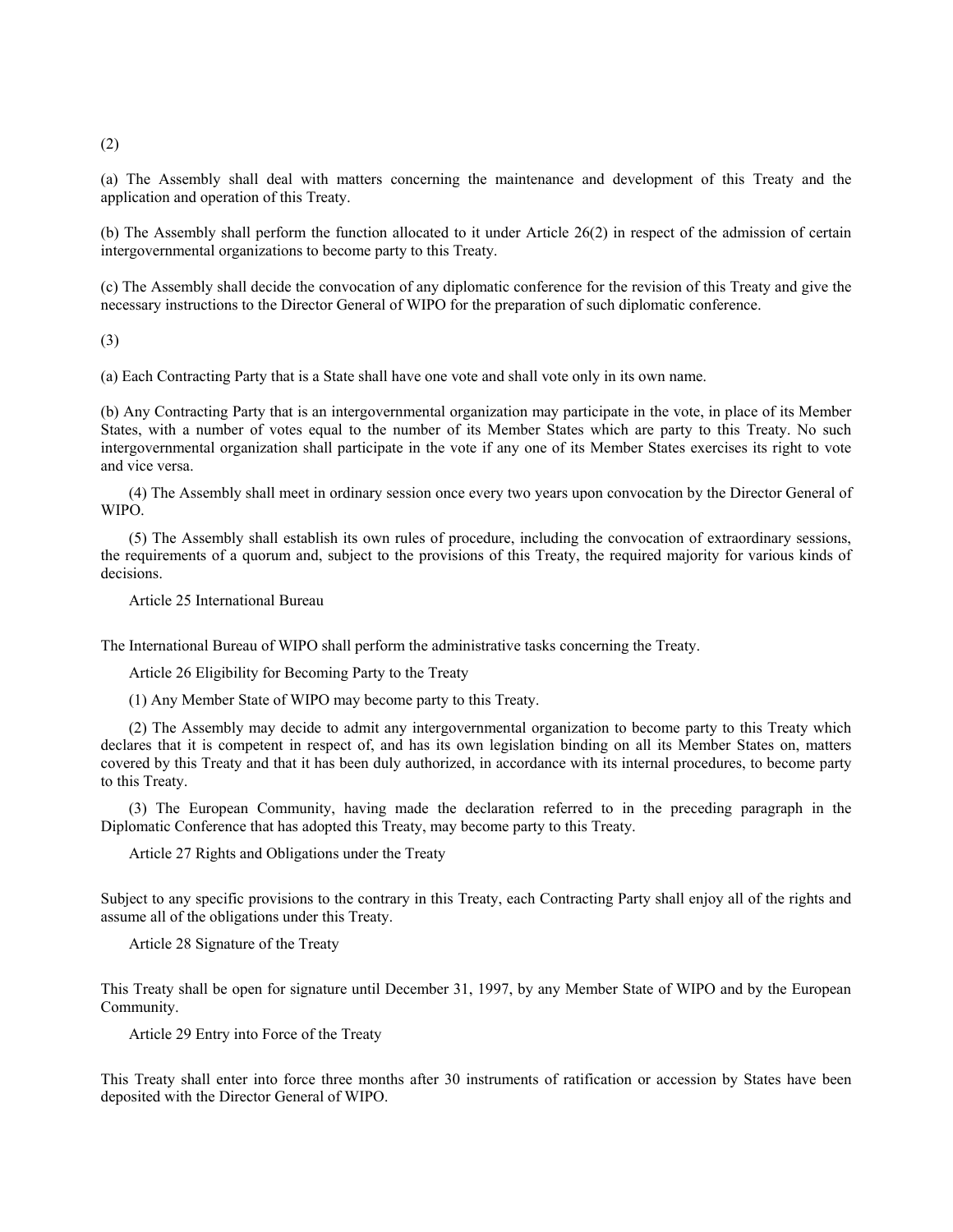(2)

(a) The Assembly shall deal with matters concerning the maintenance and development of this Treaty and the application and operation of this Treaty.

(b) The Assembly shall perform the function allocated to it under Article 26(2) in respect of the admission of certain intergovernmental organizations to become party to this Treaty.

(c) The Assembly shall decide the convocation of any diplomatic conference for the revision of this Treaty and give the necessary instructions to the Director General of WIPO for the preparation of such diplomatic conference.

(3)

(a) Each Contracting Party that is a State shall have one vote and shall vote only in its own name.

(b) Any Contracting Party that is an intergovernmental organization may participate in the vote, in place of its Member States, with a number of votes equal to the number of its Member States which are party to this Treaty. No such intergovernmental organization shall participate in the vote if any one of its Member States exercises its right to vote and vice versa.

(4) The Assembly shall meet in ordinary session once every two years upon convocation by the Director General of WIPO.

(5) The Assembly shall establish its own rules of procedure, including the convocation of extraordinary sessions, the requirements of a quorum and, subject to the provisions of this Treaty, the required majority for various kinds of decisions.

## Article 25 International Bureau

The International Bureau of WIPO shall perform the administrative tasks concerning the Treaty.

## Article 26 Eligibility for Becoming Party to the Treaty

(1) Any Member State of WIPO may become party to this Treaty.

(2) The Assembly may decide to admit any intergovernmental organization to become party to this Treaty which declares that it is competent in respect of, and has its own legislation binding on all its Member States on, matters covered by this Treaty and that it has been duly authorized, in accordance with its internal procedures, to become party to this Treaty.

(3) The European Community, having made the declaration referred to in the preceding paragraph in the Diplomatic Conference that has adopted this Treaty, may become party to this Treaty.

## Article 27 Rights and Obligations under the Treaty

Subject to any specific provisions to the contrary in this Treaty, each Contracting Party shall enjoy all of the rights and assume all of the obligations under this Treaty.

## Article 28 Signature of the Treaty

This Treaty shall be open for signature until December 31, 1997, by any Member State of WIPO and by the European Community.

## Article 29 Entry into Force of the Treaty

This Treaty shall enter into force three months after 30 instruments of ratification or accession by States have been deposited with the Director General of WIPO.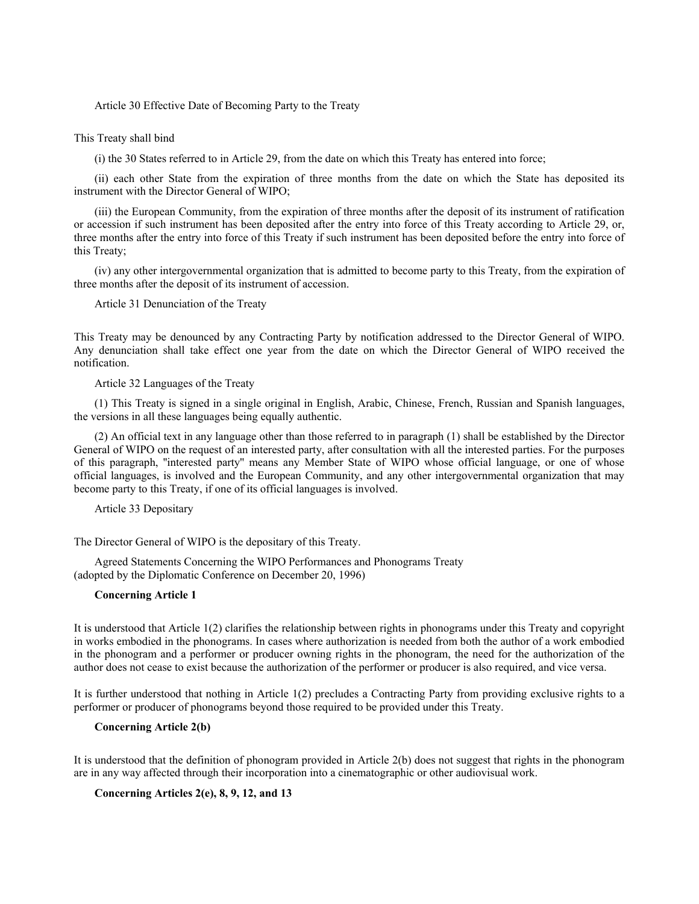## Article 30 Effective Date of Becoming Party to the Treaty

This Treaty shall bind

(i) the 30 States referred to in Article 29, from the date on which this Treaty has entered into force;

(ii) each other State from the expiration of three months from the date on which the State has deposited its instrument with the Director General of WIPO;

(iii) the European Community, from the expiration of three months after the deposit of its instrument of ratification or accession if such instrument has been deposited after the entry into force of this Treaty according to Article 29, or, three months after the entry into force of this Treaty if such instrument has been deposited before the entry into force of this Treaty;

(iv) any other intergovernmental organization that is admitted to become party to this Treaty, from the expiration of three months after the deposit of its instrument of accession.

## Article 31 Denunciation of the Treaty

This Treaty may be denounced by any Contracting Party by notification addressed to the Director General of WIPO. Any denunciation shall take effect one year from the date on which the Director General of WIPO received the notification.

## Article 32 Languages of the Treaty

(1) This Treaty is signed in a single original in English, Arabic, Chinese, French, Russian and Spanish languages, the versions in all these languages being equally authentic.

(2) An official text in any language other than those referred to in paragraph (1) shall be established by the Director General of WIPO on the request of an interested party, after consultation with all the interested parties. For the purposes of this paragraph, "interested party" means any Member State of WIPO whose official language, or one of whose official languages, is involved and the European Community, and any other intergovernmental organization that may become party to this Treaty, if one of its official languages is involved.

## Article 33 Depositary

The Director General of WIPO is the depositary of this Treaty.

## Agreed Statements Concerning the WIPO Performances and Phonograms Treaty
(adopted by the Diplomatic Conference on December 20, 1996)

**Concerning Article 1**

It is understood that Article 1(2) clarifies the relationship between rights in phonograms under this Treaty and copyright in works embodied in the phonograms. In cases where authorization is needed from both the author of a work embodied in the phonogram and a performer or producer owning rights in the phonogram, the need for the authorization of the author does not cease to exist because the authorization of the performer or producer is also required, and vice versa.

It is further understood that nothing in Article 1(2) precludes a Contracting Party from providing exclusive rights to a performer or producer of phonograms beyond those required to be provided under this Treaty.

**Concerning Article 2(b)**

It is understood that the definition of phonogram provided in Article 2(b) does not suggest that rights in the phonogram are in any way affected through their incorporation into a cinematographic or other audiovisual work.

**Concerning Articles 2(e), 8, 9, 12, and 13**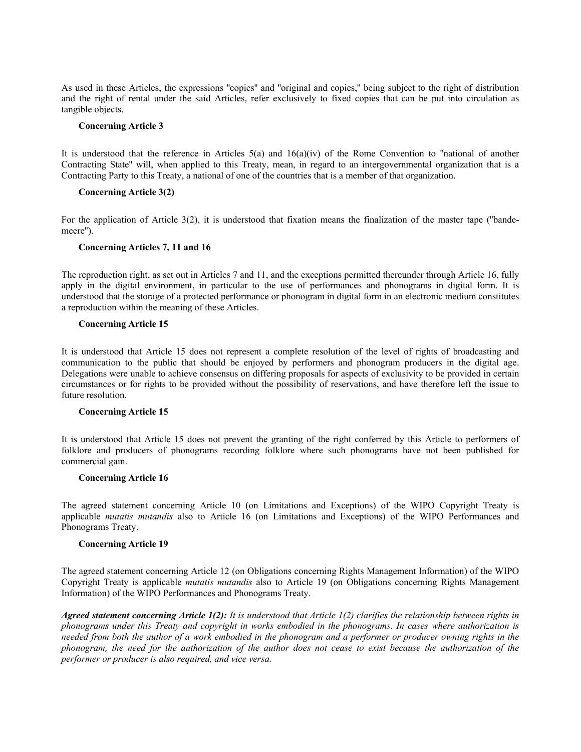As used in these Articles, the expressions "copies" and "original and copies," being subject to the right of distribution and the right of rental under the said Articles, refer exclusively to fixed copies that can be put into circulation as tangible objects.

**Concerning Article 3**

It is understood that the reference in Articles 5(a) and 16(a)(iv) of the Rome Convention to "national of another Contracting State" will, when applied to this Treaty, mean, in regard to an intergovernmental organization that is a Contracting Party to this Treaty, a national of one of the countries that is a member of that organization.

**Concerning Article 3(2)**

For the application of Article 3(2), it is understood that fixation means the finalization of the master tape ("bande-meere").

**Concerning Articles 7, 11 and 16**

The reproduction right, as set out in Articles 7 and 11, and the exceptions permitted thereunder through Article 16, fully apply in the digital environment, in particular to the use of performances and phonograms in digital form. It is understood that the storage of a protected performance or phonogram in digital form in an electronic medium constitutes a reproduction within the meaning of these Articles.

**Concerning Article 15**

It is understood that Article 15 does not represent a complete resolution of the level of rights of broadcasting and communication to the public that should be enjoyed by performers and phonogram producers in the digital age. Delegations were unable to achieve consensus on differing proposals for aspects of exclusivity to be provided in certain circumstances or for rights to be provided without the possibility of reservations, and have therefore left the issue to future resolution.

**Concerning Article 15**

It is understood that Article 15 does not prevent the granting of the right conferred by this Article to performers of folklore and producers of phonograms recording folklore where such phonograms have not been published for commercial gain.

**Concerning Article 16**

The agreed statement concerning Article 10 (on Limitations and Exceptions) of the WIPO Copyright Treaty is applicable *mutatis mutandis* also to Article 16 (on Limitations and Exceptions) of the WIPO Performances and Phonograms Treaty.

**Concerning Article 19**

The agreed statement concerning Article 12 (on Obligations concerning Rights Management Information) of the WIPO Copyright Treaty is applicable *mutatis mutandis* also to Article 19 (on Obligations concerning Rights Management Information) of the WIPO Performances and Phonograms Treaty.

***Agreed statement concerning Article 1(2):*** *It is understood that Article 1(2) clarifies the relationship between rights in phonograms under this Treaty and copyright in works embodied in the phonograms. In cases where authorization is needed from both the author of a work embodied in the phonogram and a performer or producer owning rights in the phonogram, the need for the authorization of the author does not cease to exist because the authorization of the performer or producer is also required, and vice versa.*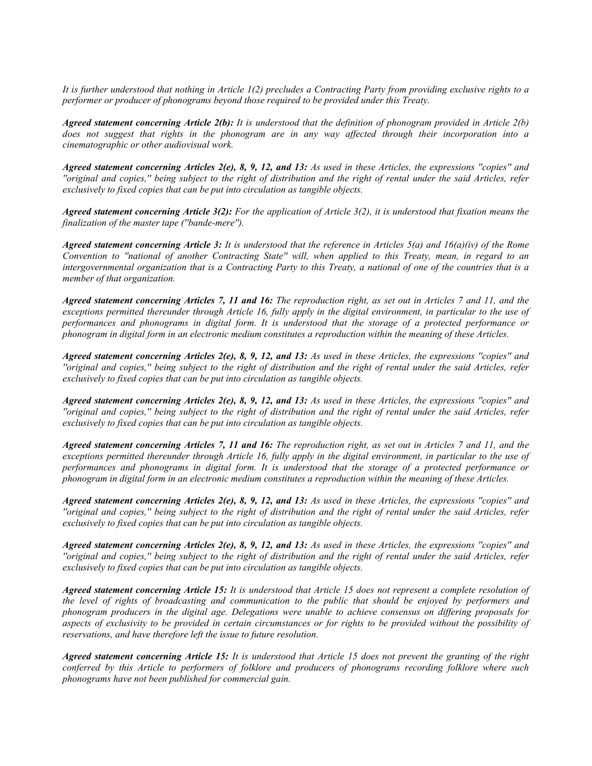*It is further understood that nothing in Article 1(2) precludes a Contracting Party from providing exclusive rights to a performer or producer of phonograms beyond those required to be provided under this Treaty.*

***Agreed statement concerning Article 2(b):*** *It is understood that the definition of phonogram provided in Article 2(b) does not suggest that rights in the phonogram are in any way affected through their incorporation into a cinematographic or other audiovisual work.*

***Agreed statement concerning Articles 2(e), 8, 9, 12, and 13:*** *As used in these Articles, the expressions "copies" and "original and copies," being subject to the right of distribution and the right of rental under the said Articles, refer exclusively to fixed copies that can be put into circulation as tangible objects.*

***Agreed statement concerning Article 3(2):*** *For the application of Article 3(2), it is understood that fixation means the finalization of the master tape ("bande-mere").*

***Agreed statement concerning Article 3:*** *It is understood that the reference in Articles 5(a) and 16(a)(iv) of the Rome Convention to "national of another Contracting State" will, when applied to this Treaty, mean, in regard to an intergovernmental organization that is a Contracting Party to this Treaty, a national of one of the countries that is a member of that organization.*

***Agreed statement concerning Articles 7, 11 and 16:*** *The reproduction right, as set out in Articles 7 and 11, and the exceptions permitted thereunder through Article 16, fully apply in the digital environment, in particular to the use of performances and phonograms in digital form. It is understood that the storage of a protected performance or phonogram in digital form in an electronic medium constitutes a reproduction within the meaning of these Articles.*

***Agreed statement concerning Articles 2(e), 8, 9, 12, and 13:*** *As used in these Articles, the expressions "copies" and "original and copies," being subject to the right of distribution and the right of rental under the said Articles, refer exclusively to fixed copies that can be put into circulation as tangible objects.*

***Agreed statement concerning Articles 2(e), 8, 9, 12, and 13:*** *As used in these Articles, the expressions "copies" and "original and copies," being subject to the right of distribution and the right of rental under the said Articles, refer exclusively to fixed copies that can be put into circulation as tangible objects.*

***Agreed statement concerning Articles 7, 11 and 16:*** *The reproduction right, as set out in Articles 7 and 11, and the exceptions permitted thereunder through Article 16, fully apply in the digital environment, in particular to the use of performances and phonograms in digital form. It is understood that the storage of a protected performance or phonogram in digital form in an electronic medium constitutes a reproduction within the meaning of these Articles.*

***Agreed statement concerning Articles 2(e), 8, 9, 12, and 13:*** *As used in these Articles, the expressions "copies" and "original and copies," being subject to the right of distribution and the right of rental under the said Articles, refer exclusively to fixed copies that can be put into circulation as tangible objects.*

***Agreed statement concerning Articles 2(e), 8, 9, 12, and 13:*** *As used in these Articles, the expressions "copies" and "original and copies," being subject to the right of distribution and the right of rental under the said Articles, refer exclusively to fixed copies that can be put into circulation as tangible objects.*

***Agreed statement concerning Article 15:*** *It is understood that Article 15 does not represent a complete resolution of the level of rights of broadcasting and communication to the public that should be enjoyed by performers and phonogram producers in the digital age. Delegations were unable to achieve consensus on differing proposals for aspects of exclusivity to be provided in certain circumstances or for rights to be provided without the possibility of reservations, and have therefore left the issue to future resolution.*

***Agreed statement concerning Article 15:*** *It is understood that Article 15 does not prevent the granting of the right conferred by this Article to performers of folklore and producers of phonograms recording folklore where such phonograms have not been published for commercial gain.*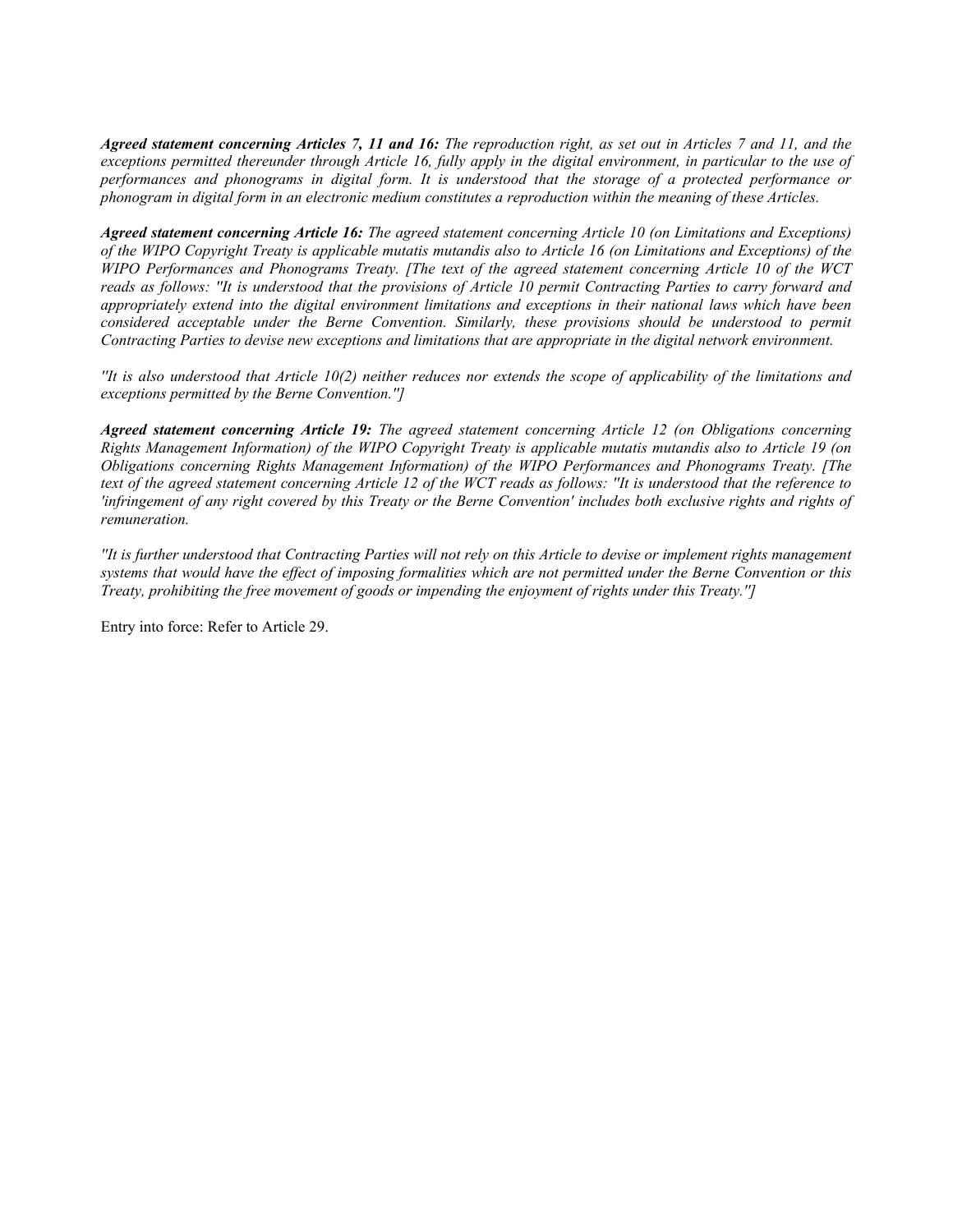***Agreed statement concerning Articles 7, 11 and 16:*** *The reproduction right, as set out in Articles 7 and 11, and the exceptions permitted thereunder through Article 16, fully apply in the digital environment, in particular to the use of performances and phonograms in digital form. It is understood that the storage of a protected performance or phonogram in digital form in an electronic medium constitutes a reproduction within the meaning of these Articles.*

***Agreed statement concerning Article 16:*** *The agreed statement concerning Article 10 (on Limitations and Exceptions) of the WIPO Copyright Treaty is applicable mutatis mutandis also to Article 16 (on Limitations and Exceptions) of the WIPO Performances and Phonograms Treaty. [The text of the agreed statement concerning Article 10 of the WCT reads as follows: "It is understood that the provisions of Article 10 permit Contracting Parties to carry forward and appropriately extend into the digital environment limitations and exceptions in their national laws which have been considered acceptable under the Berne Convention. Similarly, these provisions should be understood to permit Contracting Parties to devise new exceptions and limitations that are appropriate in the digital network environment.*

*"It is also understood that Article 10(2) neither reduces nor extends the scope of applicability of the limitations and exceptions permitted by the Berne Convention."]*

***Agreed statement concerning Article 19:*** *The agreed statement concerning Article 12 (on Obligations concerning Rights Management Information) of the WIPO Copyright Treaty is applicable mutatis mutandis also to Article 19 (on Obligations concerning Rights Management Information) of the WIPO Performances and Phonograms Treaty. [The text of the agreed statement concerning Article 12 of the WCT reads as follows: "It is understood that the reference to 'infringement of any right covered by this Treaty or the Berne Convention' includes both exclusive rights and rights of remuneration.*

*"It is further understood that Contracting Parties will not rely on this Article to devise or implement rights management systems that would have the effect of imposing formalities which are not permitted under the Berne Convention or this Treaty, prohibiting the free movement of goods or impending the enjoyment of rights under this Treaty."]*

Entry into force: Refer to Article 29.